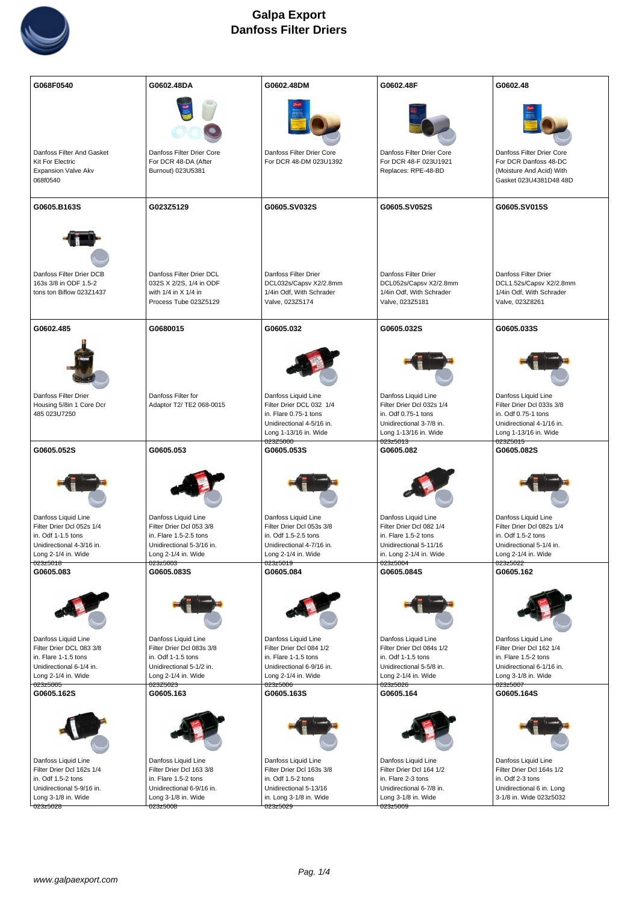# Galpa Export
## Danfoss Filter Driers

| | | | | |
|---|---|---|---|---|
| **G068F0540**<br>Danfoss Filter And Gasket Kit For Electric Expansion Valve Akv 068f0540 | **G0602.48DA**<br>Danfoss Filter Drier Core For DCR 48-DA (After Burnout) 023U5381 | **G0602.48DM**<br>Danfoss Filter Drier Core For DCR 48-DM 023U1392 | **G0602.48F**<br>Danfoss Filter Drier Core For DCR 48-F 023U1921 Replaces: RPE-48-BD | **G0602.48**<br>Danfoss Filter Drier Core For DCR Danfoss 48-DC (Moisture And Acid) With Gasket 023U4381D48 48D |
| **G0605.B163S**<br>Danfoss Filter Drier DCB 163s 3/8 in ODF 1.5-2 tons ton Biflow 023Z1437 | **G023Z5129**<br>Danfoss Filter Drier DCL 032S X 2/2S, 1/4 in ODF with 1/4 in X 1/4 in Process Tube 023Z5129 | **G0605.SV032S**<br>Danfoss Filter Drier DCL032s/Capsv X2/2.8mm 1/4in Odf, With Schrader Valve, 023Z5174 | **G0605.SV052S**<br>Danfoss Filter Drier DCL052s/Capsv X2/2.8mm 1/4in Odf, With Schrader Valve, 023Z5181 | **G0605.SV015S**<br>Danfoss Filter Drier DCL1.52s/Capsv X2/2.8mm 1/4in Odf, With Schrader Valve, 023Z8261 |
| **G0602.485**<br>Danfoss Filter Drier Housing 5/8in 1 Core Dcr 485 023U7250 | **G0680015**<br>Danfoss Filter for Adaptor T2/ TE2 068-0015 | **G0605.032**<br>Danfoss Liquid Line Filter Drier DCL 032 1/4 in. Flare 0.75-1 tons Unidirectional 4-5/16 in. Long 1-13/16 in. Wide 023Z5000 | **G0605.032S**<br>Danfoss Liquid Line Filter Drier Dcl 032s 1/4 in. Odf 0.75-1 tons Unidirectional 3-7/8 in. Long 1-13/16 in. Wide 023z5013 | **G0605.033S**<br>Danfoss Liquid Line Filter Drier Dcl 033s 3/8 in. Odf 0.75-1 tons Unidirectional 4-1/16 in. Long 1-13/16 in. Wide 023Z5015 |
| **G0605.052S**<br>Danfoss Liquid Line Filter Drier Dcl 052s 1/4 in. Odf 1-1.5 tons Unidirectional 4-3/16 in. Long 2-1/4 in. Wide 023z5018 | **G0605.053**<br>Danfoss Liquid Line Filter Drier Dcl 053 3/8 in. Flare 1.5-2.5 tons Unidirectional 5-3/16 in. Long 2-1/4 in. Wide 023Z5003 | **G0605.053S**<br>Danfoss Liquid Line Filter Drier Dcl 053s 3/8 in. Odf 1.5-2.5 tons Unidirectional 4-7/16 in. Long 2-1/4 in. Wide 023z5019 | **G0605.082**<br>Danfoss Liquid Line Filter Drier Dcl 082 1/4 in. Flare 1.5-2 tons Unidirectional 5-11/16 in. Long 2-1/4 in. Wide 023z5004 | **G0605.082S**<br>Danfoss Liquid Line Filter Drier Dcl 082s 1/4 in. Odf 1.5-2 tons Unidirectional 5-1/4 in. Long 2-1/4 in. Wide 023z5022 |
| **G0605.083**<br>Danfoss Liquid Line Filter Drier DCL 083 3/8 in. Flare 1-1.5 tons Unidirectional 6-1/4 in. Long 2-1/4 in. Wide 023z5005 | **G0605.083S**<br>Danfoss Liquid Line Filter Drier Dcl 083s 3/8 in. Odf 1-1.5 tons Unidirectional 5-1/2 in. Long 2-1/4 in. Wide 023Z5023 | **G0605.084**<br>Danfoss Liquid Line Filter Drier Dcl 084 1/2 in. Flare 1-1.5 tons Unidirectional 6-9/16 in. Long 2-1/4 in. Wide 023z5006 | **G0605.084S**<br>Danfoss Liquid Line Filter Drier Dcl 084s 1/2 in. Odf 1-1.5 tons Unidirectional 5-5/8 in. Long 2-1/4 in. Wide 023z5026 | **G0605.162**<br>Danfoss Liquid Line Filter Drier Dcl 162 1/4 in. Flare 1.5-2 tons Unidirectional 6-1/16 in. Long 3-1/8 in. Wide 023z5007 |
| **G0605.162S**<br>Danfoss Liquid Line Filter Drier Dcl 162s 1/4 in. Odf 1.5-2 tons Unidirectional 5-9/16 in. Long 3-1/8 in. Wide 023z5028 | **G0605.163**<br>Danfoss Liquid Line Filter Drier Dcl 163 3/8 in. Flare 1.5-2 tons Unidirectional 6-9/16 in. Long 3-1/8 in. Wide 023z5008 | **G0605.163S**<br>Danfoss Liquid Line Filter Drier Dcl 163s 3/8 in. Odf 1.5-2 tons Unidirectional 5-13/16 in. Long 3-1/8 in. Wide 023z5029 | **G0605.164**<br>Danfoss Liquid Line Filter Drier Dcl 164 1/2 in. Flare 2-3 tons Unidirectional 6-7/8 in. Long 3-1/8 in. Wide 023z5009 | **G0605.164S**<br>Danfoss Liquid Line Filter Drier Dcl 164s 1/2 in. Odf 2-3 tons Unidirectional 6 in. Long 3-1/8 in. Wide 023z5032 |

www.galpaexport.com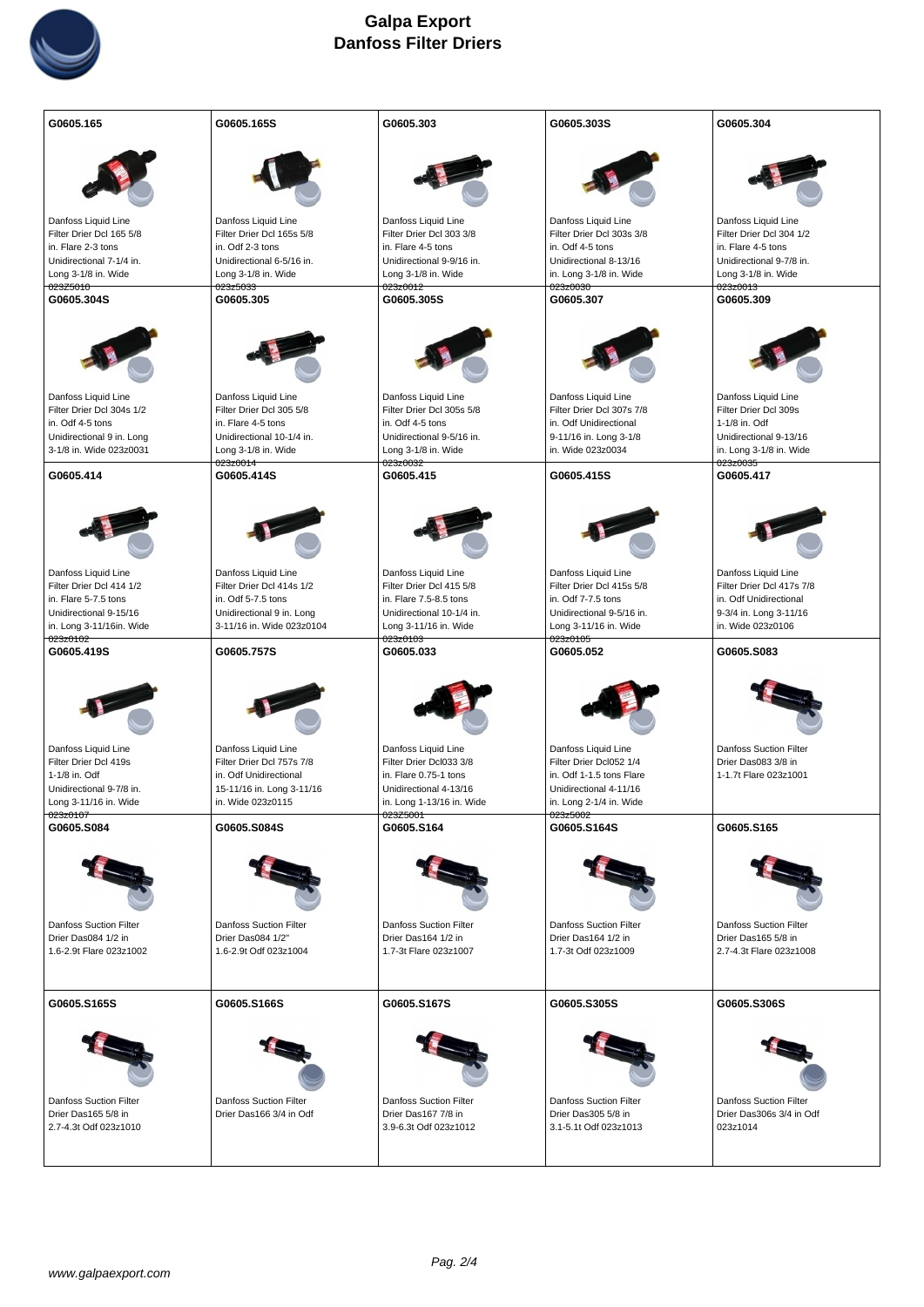# Galpa Export
## Danfoss Filter Driers

| G0605.165 | G0605.165S | G0605.303 | G0605.303S | G0605.304 |
|---|---|---|---|---|
| Danfoss Liquid Line Filter Drier Dcl 165 5/8 in. Flare 2-3 tons Unidirectional 7-1/4 in. Long 3-1/8 in. Wide 023Z5010 | Danfoss Liquid Line Filter Drier Dcl 165s 5/8 in. Odf 2-3 tons Unidirectional 6-5/16 in. Long 3-1/8 in. Wide 023z5033 | Danfoss Liquid Line Filter Drier Dcl 303 3/8 in. Flare 4-5 tons Unidirectional 9-9/16 in. Long 3-1/8 in. Wide 023z0012 | Danfoss Liquid Line Filter Drier Dcl 303s 3/8 in. Odf 4-5 tons Unidirectional 8-13/16 in. Long 3-1/8 in. Wide 023z0030 | Danfoss Liquid Line Filter Drier Dcl 304 1/2 in. Flare 4-5 tons Unidirectional 9-7/8 in. Long 3-1/8 in. Wide 023z0013 |
| **G0605.304S** | **G0605.305** | **G0605.305S** | **G0605.307** | **G0605.309** |
| Danfoss Liquid Line Filter Drier Dcl 304s 1/2 in. Odf 4-5 tons Unidirectional 9 in. Long 3-1/8 in. Wide 023z0031 | Danfoss Liquid Line Filter Drier Dcl 305 5/8 in. Flare 4-5 tons Unidirectional 10-1/4 in. Long 3-1/8 in. Wide 023z0014 | Danfoss Liquid Line Filter Drier Dcl 305s 5/8 in. Odf 4-5 tons Unidirectional 9-5/16 in. Long 3-1/8 in. Wide 023z0032 | Danfoss Liquid Line Filter Drier Dcl 307s 7/8 in. Odf Unidirectional 9-11/16 in. Long 3-1/8 in. Wide 023z0034 | Danfoss Liquid Line Filter Drier Dcl 309s 1-1/8 in. Odf Unidirectional 9-13/16 in. Long 3-1/8 in. Wide 023z0035 |
| **G0605.414** | **G0605.414S** | **G0605.415** | **G0605.415S** | **G0605.417** |
| Danfoss Liquid Line Filter Drier Dcl 414 1/2 in. Flare 5-7.5 tons Unidirectional 9-15/16 in. Long 3-11/16in. Wide 023z0102 | Danfoss Liquid Line Filter Drier Dcl 414s 1/2 in. Odf 5-7.5 tons Unidirectional 9 in. Long 3-11/16 in. Wide 023z0104 | Danfoss Liquid Line Filter Drier Dcl 415 5/8 in. Flare 7.5-8.5 tons Unidirectional 10-1/4 in. Long 3-11/16 in. Wide 023z0103 | Danfoss Liquid Line Filter Drier Dcl 415s 5/8 in. Odf 7-7.5 tons Unidirectional 9-5/16 in. Long 3-11/16 in. Wide 023z0105 | Danfoss Liquid Line Filter Drier Dcl 417s 7/8 in. Odf Unidirectional 9-3/4 in. Long 3-11/16 in. Wide 023z0106 |
| **G0605.419S** | **G0605.757S** | **G0605.033** | **G0605.052** | **G0605.S083** |
| Danfoss Liquid Line Filter Drier Dcl 419s 1-1/8 in. Odf Unidirectional 9-7/8 in. Long 3-11/16 in. Wide 023z0107 | Danfoss Liquid Line Filter Drier Dcl 757s 7/8 in. Odf Unidirectional 15-11/16 in. Long 3-11/16 in. Wide 023z0115 | Danfoss Liquid Line Filter Drier Dcl033 3/8 in. Flare 0.75-1 tons Unidirectional 4-13/16 in. Long 1-13/16 in. Wide 023Z5001 | Danfoss Liquid Line Filter Drier Dcl052 1/4 in. Odf 1-1.5 tons Flare Unidirectional 4-11/16 in. Long 2-1/4 in. Wide 023z5002 | Danfoss Suction Filter Drier Das083 3/8 in 1-1.7t Flare 023z1001 |
| **G0605.S084** | **G0605.S084S** | **G0605.S164** | **G0605.S164S** | **G0605.S165** |
| Danfoss Suction Filter Drier Das084 1/2 in 1.6-2.9t Flare 023z1002 | Danfoss Suction Filter Drier Das084 1/2" 1.6-2.9t Odf 023z1004 | Danfoss Suction Filter Drier Das164 1/2 in 1.7-3t Flare 023z1007 | Danfoss Suction Filter Drier Das164 1/2 in 1.7-3t Odf 023z1009 | Danfoss Suction Filter Drier Das165 5/8 in 2.7-4.3t Flare 023z1008 |
| **G0605.S165S** | **G0605.S166S** | **G0605.S167S** | **G0605.S305S** | **G0605.S306S** |
| Danfoss Suction Filter Drier Das165 5/8 in 2.7-4.3t Odf 023z1010 | Danfoss Suction Filter Drier Das166 3/4 in Odf | Danfoss Suction Filter Drier Das167 7/8 in 3.9-6.3t Odf 023z1012 | Danfoss Suction Filter Drier Das305 5/8 in 3.1-5.1t Odf 023z1013 | Danfoss Suction Filter Drier Das306s 3/4 in Odf 023z1014 |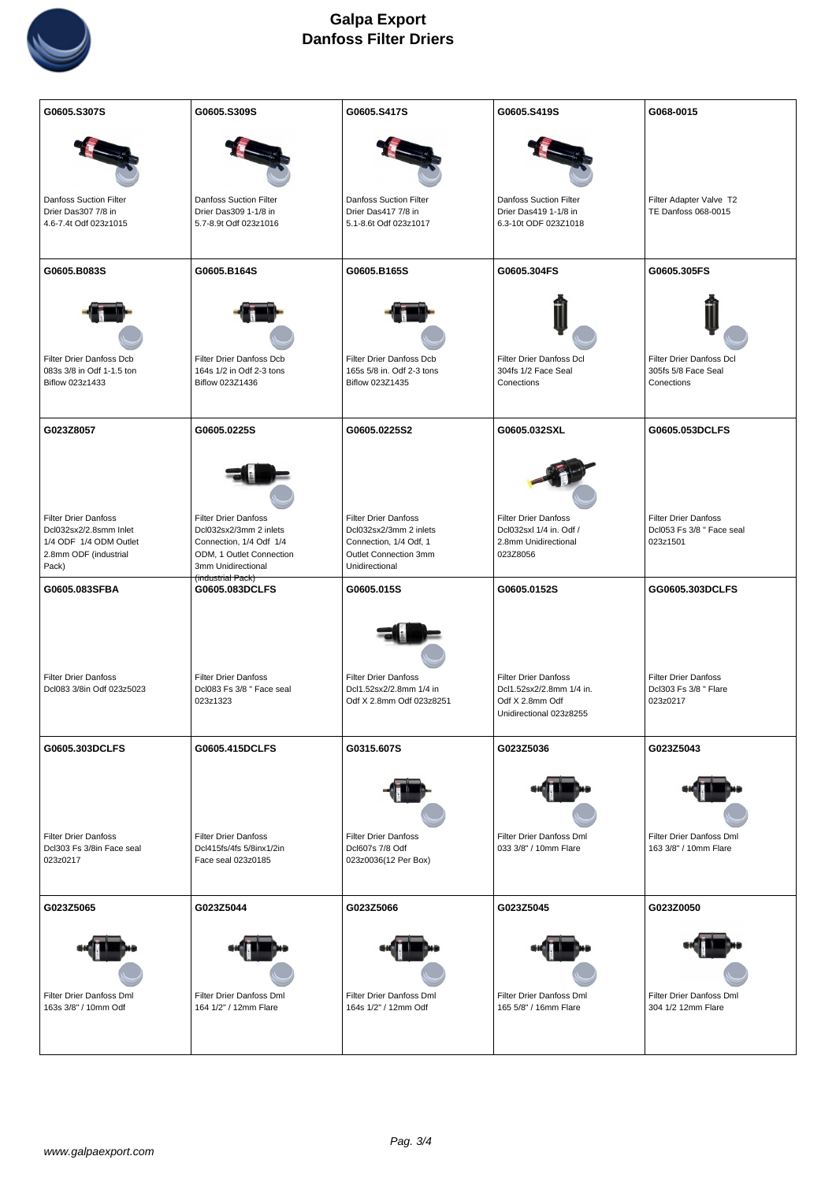# Galpa Export
## Danfoss Filter Driers

| G0605.S307S | G0605.S309S | G0605.S417S | G0605.S419S | G068-0015 |
|---|---|---|---|---|
| Danfoss Suction Filter Drier Das307 7/8 in 4.6-7.4t Odf 023z1015 | Danfoss Suction Filter Drier Das309 1-1/8 in 5.7-8.9t Odf 023z1016 | Danfoss Suction Filter Drier Das417 7/8 in 5.1-8.6t Odf 023z1017 | Danfoss Suction Filter Drier Das419 1-1/8 in 6.3-10t ODF 023Z1018 | Filter Adapter Valve T2 TE Danfoss 068-0015 |
| **G0605.B083S** | **G0605.B164S** | **G0605.B165S** | **G0605.304FS** | **G0605.305FS** |
| Filter Drier Danfoss Dcb 083s 3/8 in Odf 1-1.5 ton Biflow 023z1433 | Filter Drier Danfoss Dcb 164s 1/2 in Odf 2-3 tons Biflow 023Z1436 | Filter Drier Danfoss Dcb 165s 5/8 in. Odf 2-3 tons Biflow 023Z1435 | Filter Drier Danfoss Dcl 304fs 1/2 Face Seal Conections | Filter Drier Danfoss Dcl 305fs 5/8 Face Seal Conections |
| **G023Z8057** | **G0605.0225S** | **G0605.0225S2** | **G0605.032SXL** | **G0605.053DCLFS** |
| Filter Drier Danfoss Dcl032sx2/2.8mm Inlet 1/4 ODF 1/4 ODM Outlet 2.8mm ODF (industrial Pack) | Filter Drier Danfoss Dcl032sx2/3mm 2 inlets Connection, 1/4 Odf 1/4 ODM, 1 Outlet Connection 3mm Unidirectional (industrial Pack) | Filter Drier Danfoss Dcl032sx2/3mm 2 inlets Connection, 1/4 Odf, 1 Outlet Connection 3mm Unidirectional | Filter Drier Danfoss Dcl032sxl 1/4 in. Odf / 2.8mm Unidirectional 023Z8056 | Filter Drier Danfoss Dcl053 Fs 3/8 " Face seal 023z1501 |
| **G0605.083SFBA** | **G0605.083DCLFS** | **G0605.015S** | **G0605.0152S** | **GG0605.303DCLFS** |
| Filter Drier Danfoss Dcl083 3/8in Odf 023z5023 | Filter Drier Danfoss Dcl083 Fs 3/8 " Face seal 023z1323 | Filter Drier Danfoss Dcl1.52sx2/2.8mm 1/4 in Odf X 2.8mm Odf 023z8251 | Filter Drier Danfoss Dcl1.52sx2/2.8mm 1/4 in. Odf X 2.8mm Odf Unidirectional 023z8255 | Filter Drier Danfoss Dcl303 Fs 3/8 " Flare 023z0217 |
| **G0605.303DCLFS** | **G0605.415DCLFS** | **G0315.607S** | **G023Z5036** | **G023Z5043** |
| Filter Drier Danfoss Dcl303 Fs 3/8in Face seal 023z0217 | Filter Drier Danfoss Dcl415fs/4fs 5/8inx1/2in Face seal 023z0185 | Filter Drier Danfoss Dcl607s 7/8 Odf 023z0036(12 Per Box) | Filter Drier Danfoss Dml 033 3/8" / 10mm Flare | Filter Drier Danfoss Dml 163 3/8" / 10mm Flare |
| **G023Z5065** | **G023Z5044** | **G023Z5066** | **G023Z5045** | **G023Z0050** |
| Filter Drier Danfoss Dml 163s 3/8" / 10mm Odf | Filter Drier Danfoss Dml 164 1/2" / 12mm Flare | Filter Drier Danfoss Dml 164s 1/2" / 12mm Odf | Filter Drier Danfoss Dml 165 5/8" / 16mm Flare | Filter Drier Danfoss Dml 304 1/2 12mm Flare |

www.galpaexport.com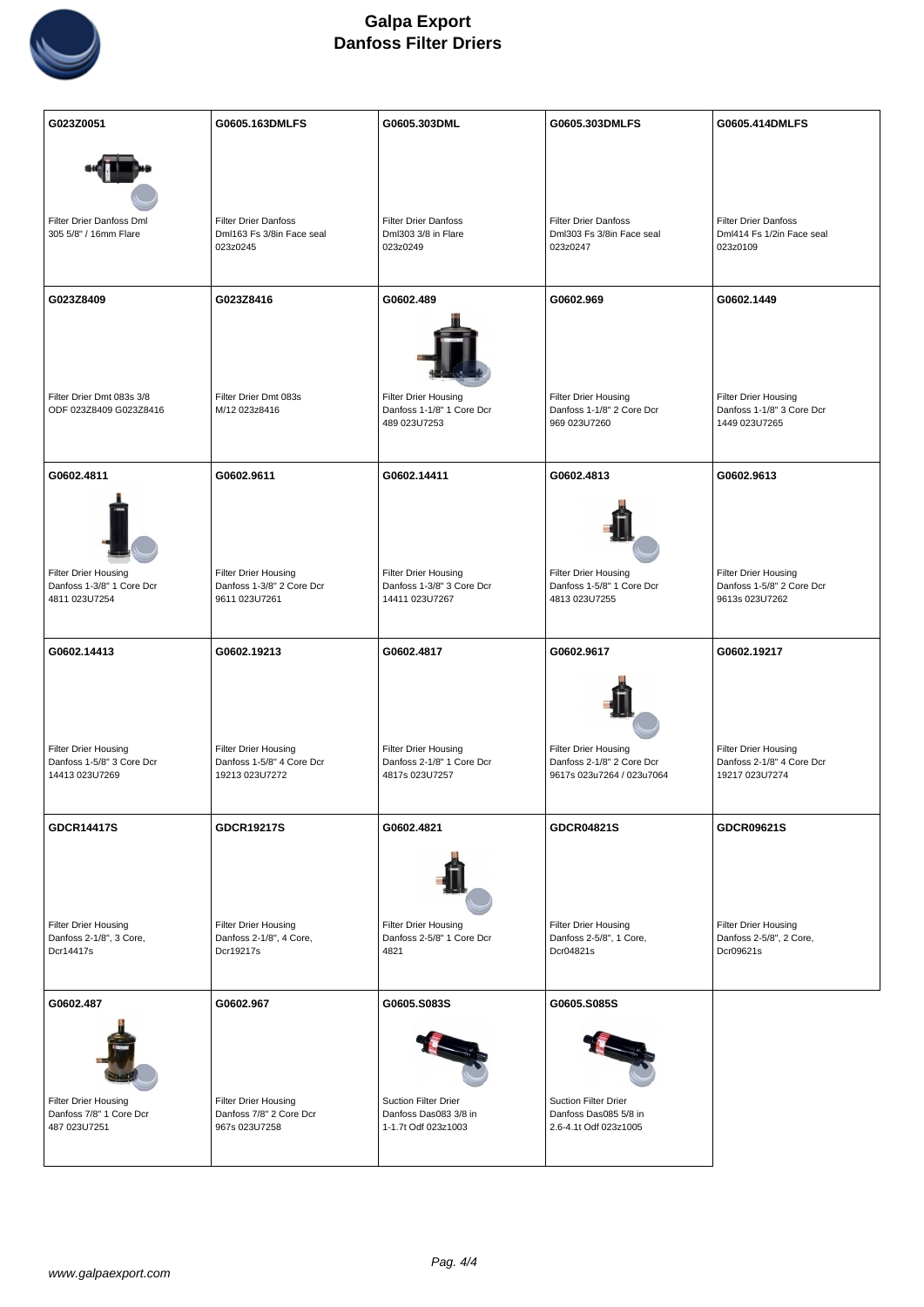# Galpa Export
## Danfoss Filter Driers

| | | | | |
|---|---|---|---|---|
| **G023Z0051**<br>Filter Drier Danfoss Dml 305 5/8" / 16mm Flare | **G0605.163DMLFS**<br>Filter Drier Danfoss Dml163 Fs 3/8in Face seal 023z0245 | **G0605.303DML**<br>Filter Drier Danfoss Dml303 3/8 in Flare 023z0249 | **G0605.303DMLFS**<br>Filter Drier Danfoss Dml303 Fs 3/8in Face seal 023z0247 | **G0605.414DMLFS**<br>Filter Drier Danfoss Dml414 Fs 1/2in Face seal 023z0109 |
| **G023Z8409**<br>Filter Drier Dmt 083s 3/8 ODF 023Z8409 G023Z8416 | **G023Z8416**<br>Filter Drier Dmt 083s M/12 023z8416 | **G0602.489**<br>Filter Drier Housing Danfoss 1-1/8" 1 Core Dcr 489 023U7253 | **G0602.969**<br>Filter Drier Housing Danfoss 1-1/8" 2 Core Dcr 969 023U7260 | **G0602.1449**<br>Filter Drier Housing Danfoss 1-1/8" 3 Core Dcr 1449 023U7265 |
| **G0602.4811**<br>Filter Drier Housing Danfoss 1-3/8" 1 Core Dcr 4811 023U7254 | **G0602.9611**<br>Filter Drier Housing Danfoss 1-3/8" 2 Core Dcr 9611 023U7261 | **G0602.14411**<br>Filter Drier Housing Danfoss 1-3/8" 3 Core Dcr 14411 023U7267 | **G0602.4813**<br>Filter Drier Housing Danfoss 1-5/8" 1 Core Dcr 4813 023U7255 | **G0602.9613**<br>Filter Drier Housing Danfoss 1-5/8" 2 Core Dcr 9613s 023U7262 |
| **G0602.14413**<br>Filter Drier Housing Danfoss 1-5/8" 3 Core Dcr 14413 023U7269 | **G0602.19213**<br>Filter Drier Housing Danfoss 1-5/8" 4 Core Dcr 19213 023U7272 | **G0602.4817**<br>Filter Drier Housing Danfoss 2-1/8" 1 Core Dcr 4817s 023U7257 | **G0602.9617**<br>Filter Drier Housing Danfoss 2-1/8" 2 Core Dcr 9617s 023u7264 / 023u7064 | **G0602.19217**<br>Filter Drier Housing Danfoss 2-1/8" 4 Core Dcr 19217 023U7274 |
| **GDCR14417S**<br>Filter Drier Housing Danfoss 2-1/8", 3 Core, Dcr14417s | **GDCR19217S**<br>Filter Drier Housing Danfoss 2-1/8", 4 Core, Dcr19217s | **G0602.4821**<br>Filter Drier Housing Danfoss 2-5/8" 1 Core Dcr 4821 | **GDCR04821S**<br>Filter Drier Housing Danfoss 2-5/8", 1 Core, Dcr04821s | **GDCR09621S**<br>Filter Drier Housing Danfoss 2-5/8", 2 Core, Dcr09621s |
| **G0602.487**<br>Filter Drier Housing Danfoss 7/8" 1 Core Dcr 487 023U7251 | **G0602.967**<br>Filter Drier Housing Danfoss 7/8" 2 Core Dcr 967s 023U7258 | **G0605.S083S**<br>Suction Filter Drier Danfoss Das083 3/8 in 1-1.7t Odf 023z1003 | **G0605.S085S**<br>Suction Filter Drier Danfoss Das085 5/8 in 2.6-4.1t Odf 023z1005 | |

www.galpaexport.com